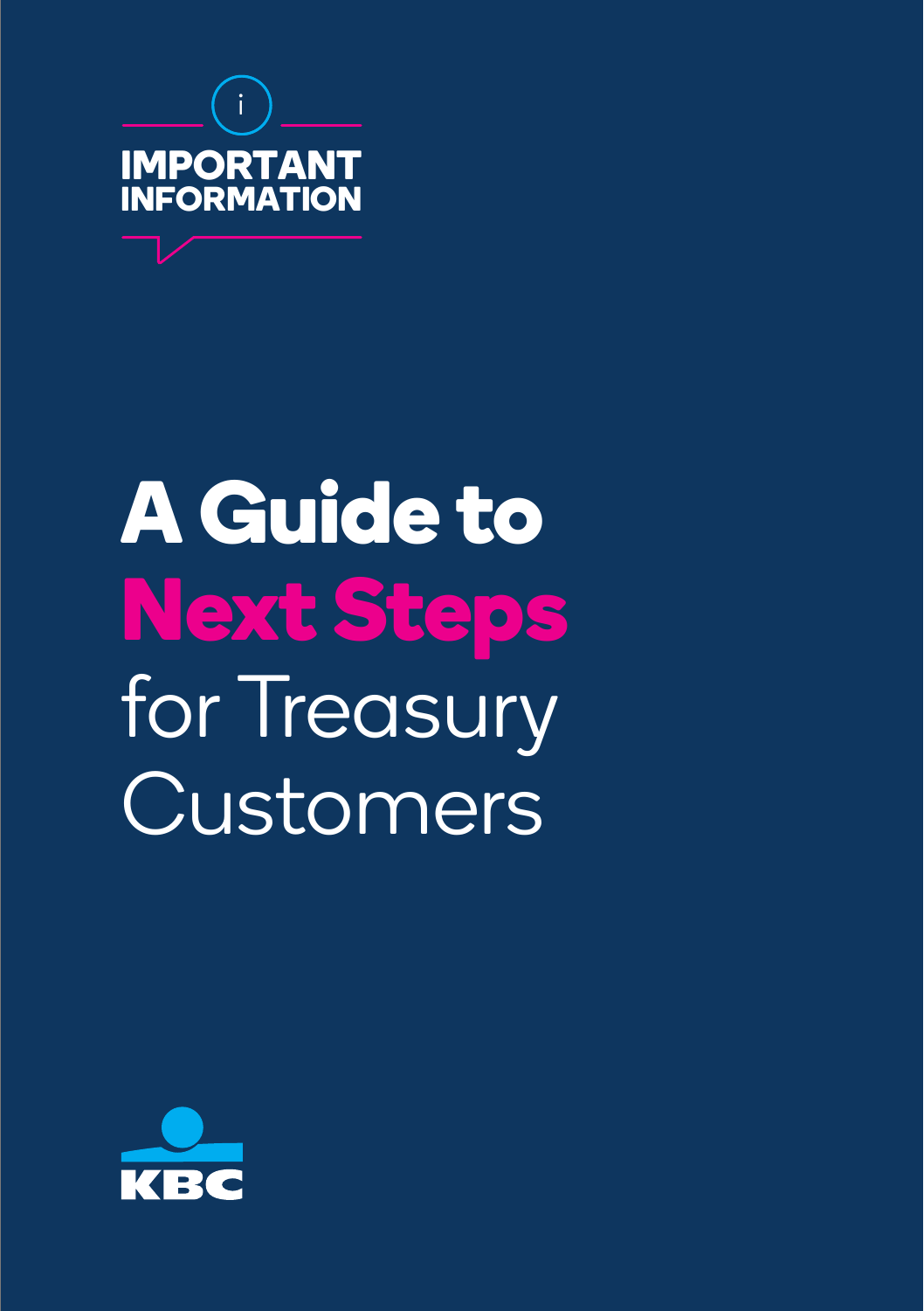**IMPORTANT INFORMATION**

# A Guide to Next Steps for Treasury Customers

KBC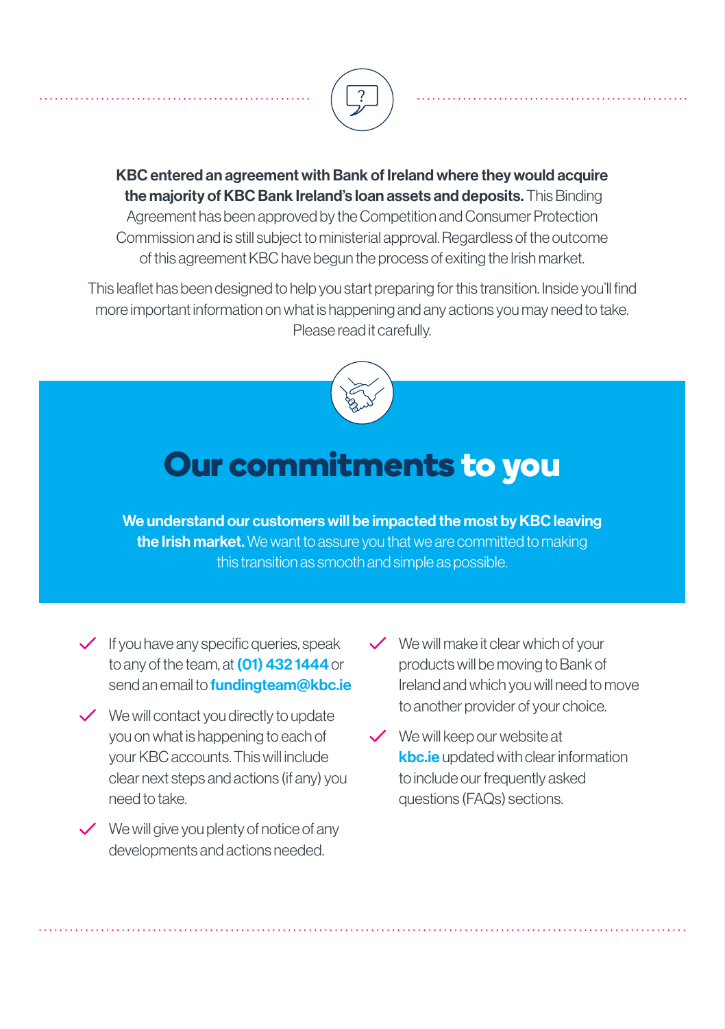**KBC entered an agreement with Bank of Ireland where they would acquire the majority of KBC Bank Ireland's loan assets and deposits.** This Binding Agreement has been approved by the Competition and Consumer Protection Commission and is still subject to ministerial approval. Regardless of the outcome of this agreement KBC have begun the process of exiting the Irish market.

This leaflet has been designed to help you start preparing for this transition. Inside you'll find more important information on what is happening and any actions you may need to take. Please read it carefully.

# Our commitments to you

**We understand our customers will be impacted the most by KBC leaving the Irish market.** We want to assure you that we are committed to making this transition as smooth and simple as possible.

- ✓ If you have any specific queries, speak to any of the team, at **(01) 432 1444** or send an email to **fundingteam@kbc.ie**
- ✓ We will contact you directly to update you on what is happening to each of your KBC accounts. This will include clear next steps and actions (if any) you need to take.
- ✓ We will give you plenty of notice of any developments and actions needed.
- ✓ We will make it clear which of your products will be moving to Bank of Ireland and which you will need to move to another provider of your choice.
- ✓ We will keep our website at **kbc.ie** updated with clear information to include our frequently asked questions (FAQs) sections.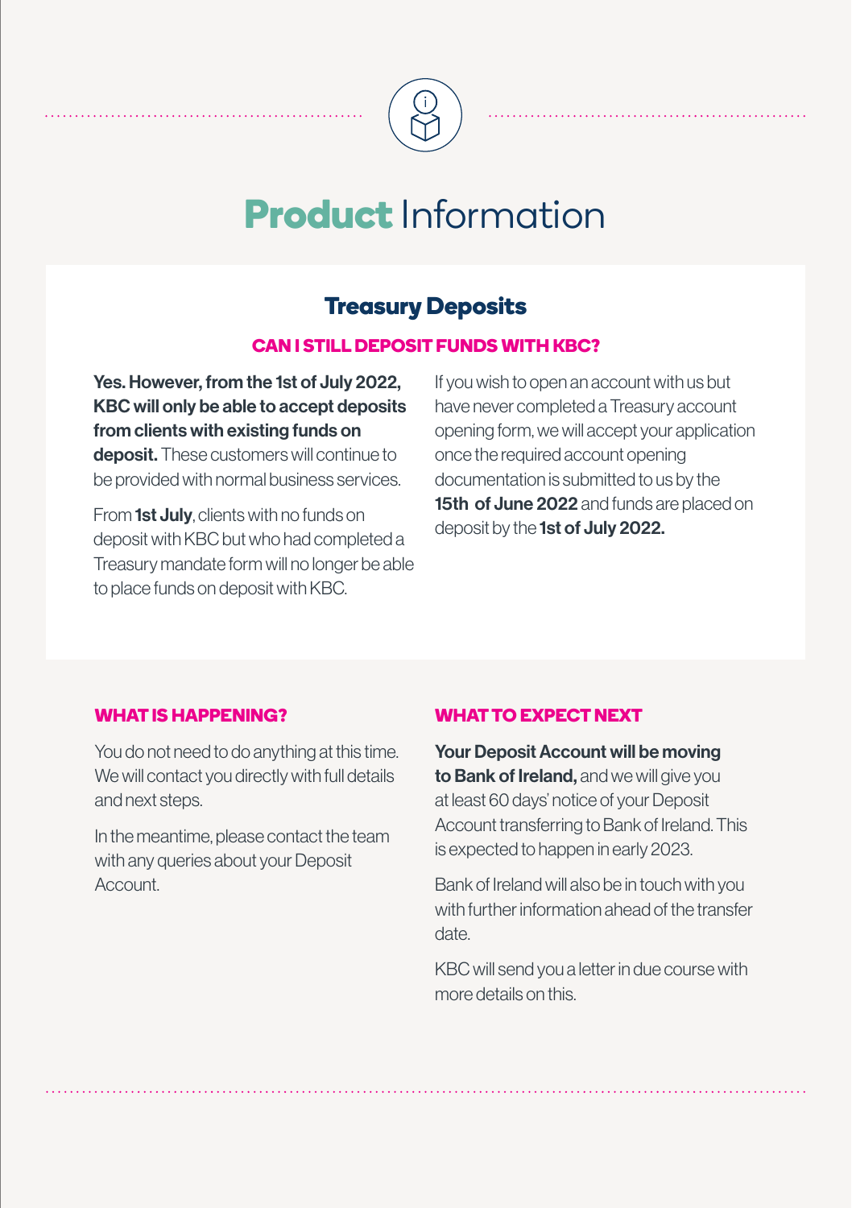# Product Information

## Treasury Deposits

### CAN I STILL DEPOSIT FUNDS WITH KBC?

**Yes. However, from the 1st of July 2022, KBC will only be able to accept deposits from clients with existing funds on deposit.** These customers will continue to be provided with normal business services.

From **1st July**, clients with no funds on deposit with KBC but who had completed a Treasury mandate form will no longer be able to place funds on deposit with KBC.

If you wish to open an account with us but have never completed a Treasury account opening form, we will accept your application once the required account opening documentation is submitted to us by the **15th of June 2022** and funds are placed on deposit by the **1st of July 2022.**

### WHAT IS HAPPENING?

You do not need to do anything at this time. We will contact you directly with full details and next steps.

In the meantime, please contact the team with any queries about your Deposit Account.

### WHAT TO EXPECT NEXT

**Your Deposit Account will be moving to Bank of Ireland,** and we will give you at least 60 days' notice of your Deposit Account transferring to Bank of Ireland. This is expected to happen in early 2023.

Bank of Ireland will also be in touch with you with further information ahead of the transfer date.

KBC will send you a letter in due course with more details on this.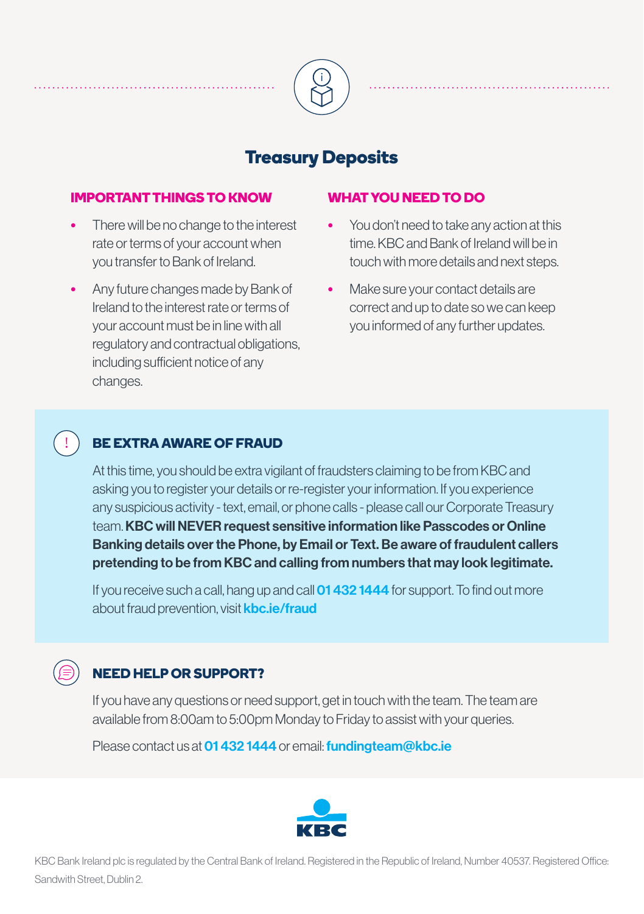# Treasury Deposits

## IMPORTANT THINGS TO KNOW

- There will be no change to the interest rate or terms of your account when you transfer to Bank of Ireland.
- Any future changes made by Bank of Ireland to the interest rate or terms of your account must be in line with all regulatory and contractual obligations, including sufficient notice of any changes.

## WHAT YOU NEED TO DO

- You don't need to take any action at this time. KBC and Bank of Ireland will be in touch with more details and next steps.
- Make sure your contact details are correct and up to date so we can keep you informed of any further updates.

## BE EXTRA AWARE OF FRAUD

At this time, you should be extra vigilant of fraudsters claiming to be from KBC and asking you to register your details or re-register your information. If you experience any suspicious activity - text, email, or phone calls - please call our Corporate Treasury team. **KBC will NEVER request sensitive information like Passcodes or Online Banking details over the Phone, by Email or Text. Be aware of fraudulent callers pretending to be from KBC and calling from numbers that may look legitimate.**

If you receive such a call, hang up and call **01 432 1444** for support. To find out more about fraud prevention, visit **kbc.ie/fraud**

## NEED HELP OR SUPPORT?

If you have any questions or need support, get in touch with the team. The team are available from 8:00am to 5:00pm Monday to Friday to assist with your queries.

Please contact us at **01 432 1444** or email: **fundingteam@kbc.ie**

KBC

KBC Bank Ireland plc is regulated by the Central Bank of Ireland. Registered in the Republic of Ireland, Number 40537. Registered Office: Sandwith Street, Dublin 2.